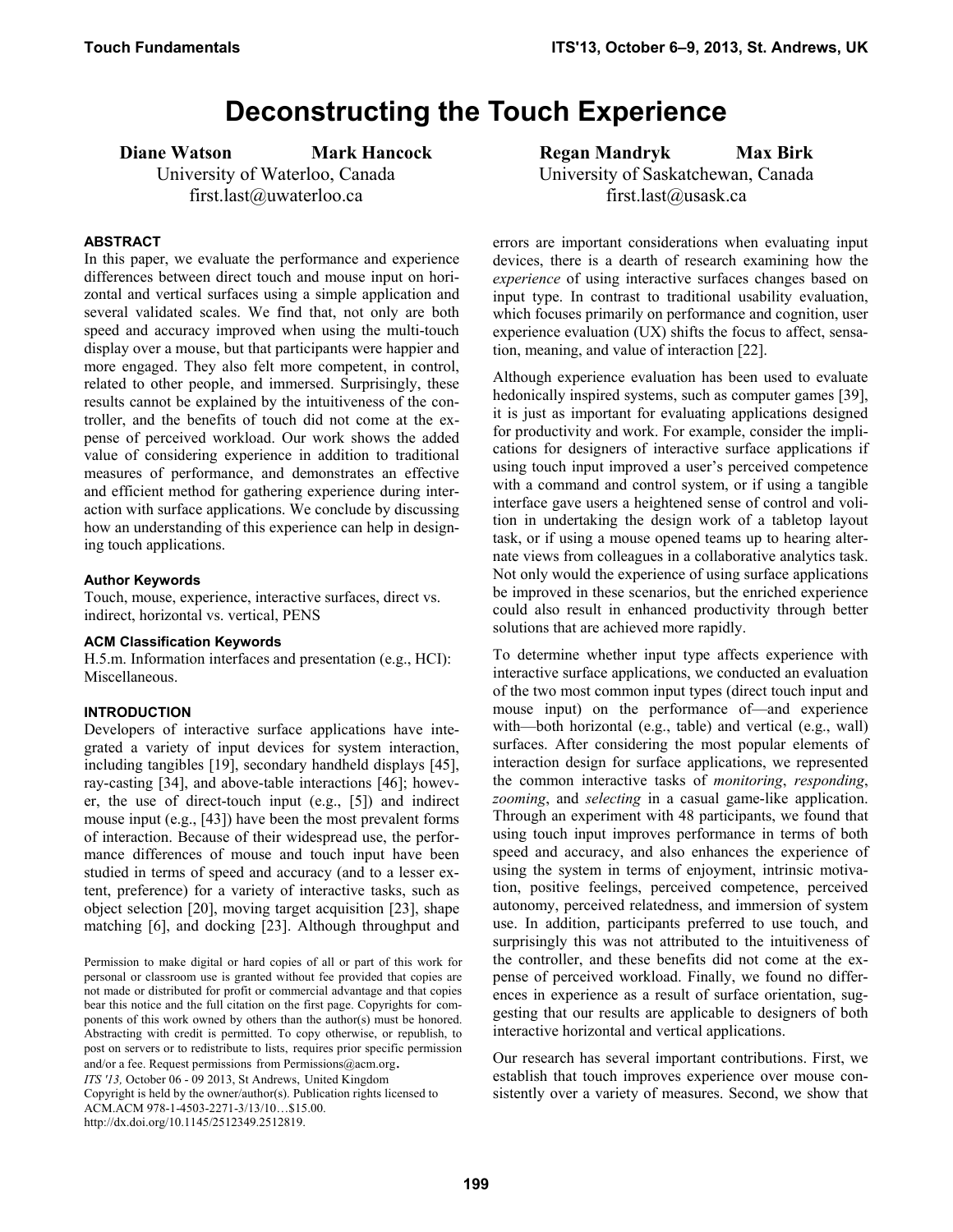# Deconstructing the Touch Experience

**Diane Watson** **Mark Hancock**
University of Waterloo, Canada
first.last@uwaterloo.ca

**Regan Mandryk** **Max Birk**
University of Saskatchewan, Canada
first.last@usask.ca

## ABSTRACT

In this paper, we evaluate the performance and experience differences between direct touch and mouse input on horizontal and vertical surfaces using a simple application and several validated scales. We find that, not only are both speed and accuracy improved when using the multi-touch display over a mouse, but that participants were happier and more engaged. They also felt more competent, in control, related to other people, and immersed. Surprisingly, these results cannot be explained by the intuitiveness of the controller, and the benefits of touch did not come at the expense of perceived workload. Our work shows the added value of considering experience in addition to traditional measures of performance, and demonstrates an effective and efficient method for gathering experience during interaction with surface applications. We conclude by discussing how an understanding of this experience can help in designing touch applications.

### Author Keywords

Touch, mouse, experience, interactive surfaces, direct vs. indirect, horizontal vs. vertical, PENS

### ACM Classification Keywords

H.5.m. Information interfaces and presentation (e.g., HCI): Miscellaneous.

## INTRODUCTION

Developers of interactive surface applications have integrated a variety of input devices for system interaction, including tangibles [19], secondary handheld displays [45], ray-casting [34], and above-table interactions [46]; however, the use of direct-touch input (e.g., [5]) and indirect mouse input (e.g., [43]) have been the most prevalent forms of interaction. Because of their widespread use, the performance differences of mouse and touch input have been studied in terms of speed and accuracy (and to a lesser extent, preference) for a variety of interactive tasks, such as object selection [20], moving target acquisition [23], shape matching [6], and docking [23]. Although throughput and errors are important considerations when evaluating input devices, there is a dearth of research examining how the *experience* of using interactive surfaces changes based on input type. In contrast to traditional usability evaluation, which focuses primarily on performance and cognition, user experience evaluation (UX) shifts the focus to affect, sensation, meaning, and value of interaction [22].

Although experience evaluation has been used to evaluate hedonically inspired systems, such as computer games [39], it is just as important for evaluating applications designed for productivity and work. For example, consider the implications for designers of interactive surface applications if using touch input improved a user's perceived competence with a command and control system, or if using a tangible interface gave users a heightened sense of control and volition in undertaking the design work of a tabletop layout task, or if using a mouse opened teams up to hearing alternate views from colleagues in a collaborative analytics task. Not only would the experience of using surface applications be improved in these scenarios, but the enriched experience could also result in enhanced productivity through better solutions that are achieved more rapidly.

To determine whether input type affects experience with interactive surface applications, we conducted an evaluation of the two most common input types (direct touch input and mouse input) on the performance of—and experience with—both horizontal (e.g., table) and vertical (e.g., wall) surfaces. After considering the most popular elements of interaction design for surface applications, we represented the common interactive tasks of *monitoring*, *responding*, *zooming*, and *selecting* in a casual game-like application. Through an experiment with 48 participants, we found that using touch input improves performance in terms of both speed and accuracy, and also enhances the experience of using the system in terms of enjoyment, intrinsic motivation, positive feelings, perceived competence, perceived autonomy, perceived relatedness, and immersion of system use. In addition, participants preferred to use touch, and surprisingly this was not attributed to the intuitiveness of the controller, and these benefits did not come at the expense of perceived workload. Finally, we found no differences in experience as a result of surface orientation, suggesting that our results are applicable to designers of both interactive horizontal and vertical applications.

Our research has several important contributions. First, we establish that touch improves experience over mouse consistently over a variety of measures. Second, we show that

Permission to make digital or hard copies of all or part of this work for personal or classroom use is granted without fee provided that copies are not made or distributed for profit or commercial advantage and that copies bear this notice and the full citation on the first page. Copyrights for components of this work owned by others than the author(s) must be honored. Abstracting with credit is permitted. To copy otherwise, or republish, to post on servers or to redistribute to lists, requires prior specific permission and/or a fee. Request permissions from Permissions@acm.org.
*ITS '13,* October 06 - 09 2013, St Andrews, United Kingdom
Copyright is held by the owner/author(s). Publication rights licensed to ACM.ACM 978-1-4503-2271-3/13/10…$15.00.
http://dx.doi.org/10.1145/2512349.2512819.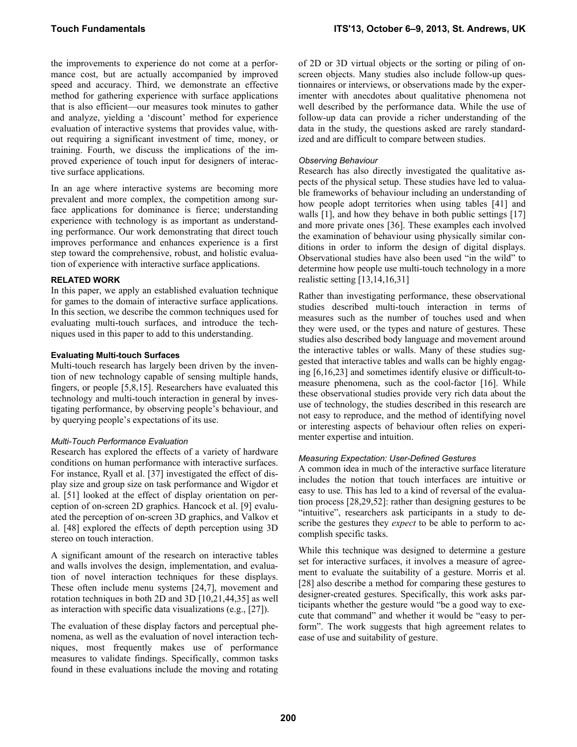the improvements to experience do not come at a performance cost, but are actually accompanied by improved speed and accuracy. Third, we demonstrate an effective method for gathering experience with surface applications that is also efficient—our measures took minutes to gather and analyze, yielding a 'discount' method for experience evaluation of interactive systems that provides value, without requiring a significant investment of time, money, or training. Fourth, we discuss the implications of the improved experience of touch input for designers of interactive surface applications.

In an age where interactive systems are becoming more prevalent and more complex, the competition among surface applications for dominance is fierce; understanding experience with technology is as important as understanding performance. Our work demonstrating that direct touch improves performance and enhances experience is a first step toward the comprehensive, robust, and holistic evaluation of experience with interactive surface applications.

## RELATED WORK

In this paper, we apply an established evaluation technique for games to the domain of interactive surface applications. In this section, we describe the common techniques used for evaluating multi-touch surfaces, and introduce the techniques used in this paper to add to this understanding.

### Evaluating Multi-touch Surfaces

Multi-touch research has largely been driven by the invention of new technology capable of sensing multiple hands, fingers, or people [5,8,15]. Researchers have evaluated this technology and multi-touch interaction in general by investigating performance, by observing people's behaviour, and by querying people's expectations of its use.

#### *Multi-Touch Performance Evaluation*

Research has explored the effects of a variety of hardware conditions on human performance with interactive surfaces. For instance, Ryall et al. [37] investigated the effect of display size and group size on task performance and Wigdor et al. [51] looked at the effect of display orientation on perception of on-screen 2D graphics. Hancock et al. [9] evaluated the perception of on-screen 3D graphics, and Valkov et al. [48] explored the effects of depth perception using 3D stereo on touch interaction.

A significant amount of the research on interactive tables and walls involves the design, implementation, and evaluation of novel interaction techniques for these displays. These often include menu systems [24,7], movement and rotation techniques in both 2D and 3D [10,21,44,35] as well as interaction with specific data visualizations (e.g., [27]).

The evaluation of these display factors and perceptual phenomena, as well as the evaluation of novel interaction techniques, most frequently makes use of performance measures to validate findings. Specifically, common tasks found in these evaluations include the moving and rotating of 2D or 3D virtual objects or the sorting or piling of on-screen objects. Many studies also include follow-up questionnaires or interviews, or observations made by the experimenter with anecdotes about qualitative phenomena not well described by the performance data. While the use of follow-up data can provide a richer understanding of the data in the study, the questions asked are rarely standardized and are difficult to compare between studies.

#### *Observing Behaviour*

Research has also directly investigated the qualitative aspects of the physical setup. These studies have led to valuable frameworks of behaviour including an understanding of how people adopt territories when using tables [41] and walls [1], and how they behave in both public settings [17] and more private ones [36]. These examples each involved the examination of behaviour using physically similar conditions in order to inform the design of digital displays. Observational studies have also been used "in the wild" to determine how people use multi-touch technology in a more realistic setting [13,14,16,31]

Rather than investigating performance, these observational studies described multi-touch interaction in terms of measures such as the number of touches used and when they were used, or the types and nature of gestures. These studies also described body language and movement around the interactive tables or walls. Many of these studies suggested that interactive tables and walls can be highly engaging [6,16,23] and sometimes identify elusive or difficult-to-measure phenomena, such as the cool-factor [16]. While these observational studies provide very rich data about the use of technology, the studies described in this research are not easy to reproduce, and the method of identifying novel or interesting aspects of behaviour often relies on experimenter expertise and intuition.

#### *Measuring Expectation: User-Defined Gestures*

A common idea in much of the interactive surface literature includes the notion that touch interfaces are intuitive or easy to use. This has led to a kind of reversal of the evaluation process [28,29,52]: rather than designing gestures to be "intuitive", researchers ask participants in a study to describe the gestures they *expect* to be able to perform to accomplish specific tasks.

While this technique was designed to determine a gesture set for interactive surfaces, it involves a measure of agreement to evaluate the suitability of a gesture. Morris et al. [28] also describe a method for comparing these gestures to designer-created gestures. Specifically, this work asks participants whether the gesture would "be a good way to execute that command" and whether it would be "easy to perform". The work suggests that high agreement relates to ease of use and suitability of gesture.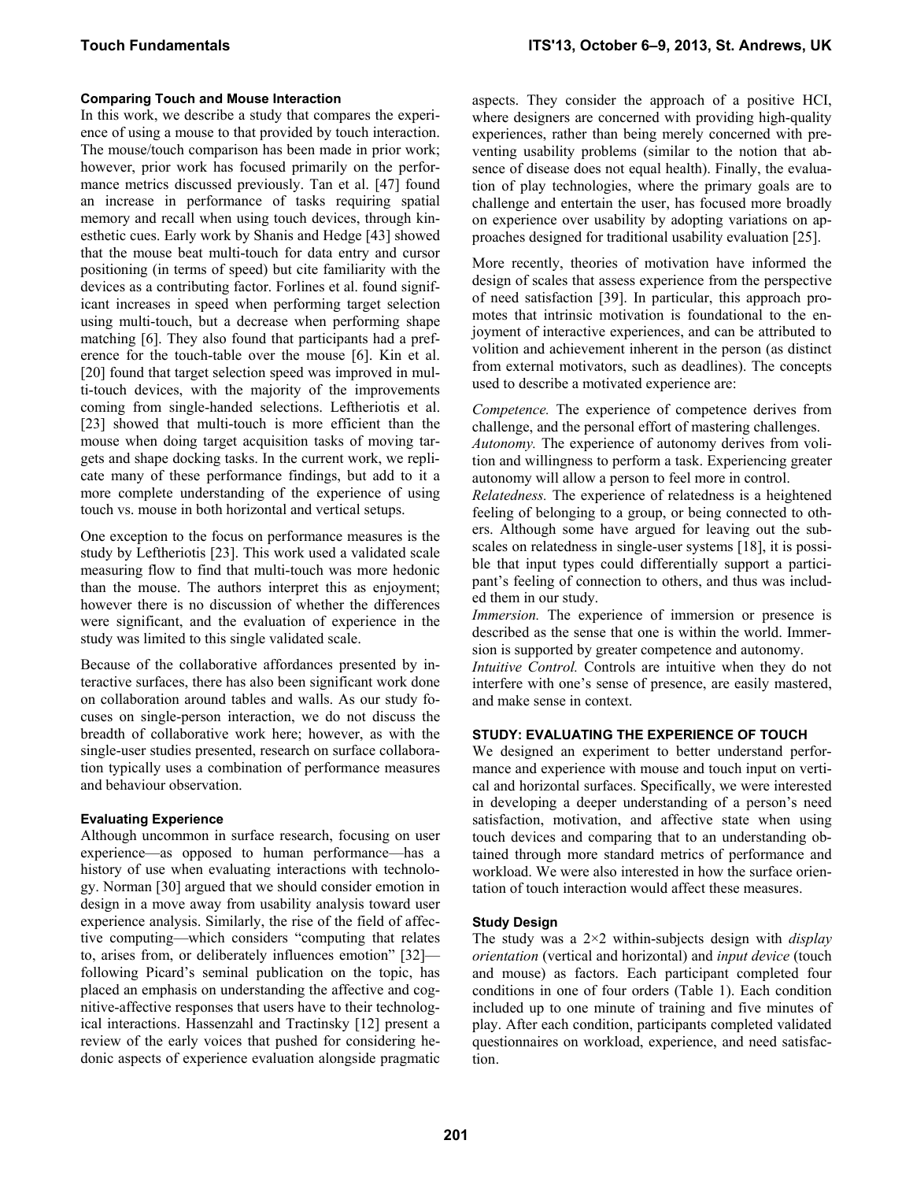### Comparing Touch and Mouse Interaction

In this work, we describe a study that compares the experience of using a mouse to that provided by touch interaction. The mouse/touch comparison has been made in prior work; however, prior work has focused primarily on the performance metrics discussed previously. Tan et al. [47] found an increase in performance of tasks requiring spatial memory and recall when using touch devices, through kinesthetic cues. Early work by Shanis and Hedge [43] showed that the mouse beat multi-touch for data entry and cursor positioning (in terms of speed) but cite familiarity with the devices as a contributing factor. Forlines et al. found significant increases in speed when performing target selection using multi-touch, but a decrease when performing shape matching [6]. They also found that participants had a preference for the touch-table over the mouse [6]. Kin et al. [20] found that target selection speed was improved in multi-touch devices, with the majority of the improvements coming from single-handed selections. Leftheriotis et al. [23] showed that multi-touch is more efficient than the mouse when doing target acquisition tasks of moving targets and shape docking tasks. In the current work, we replicate many of these performance findings, but add to it a more complete understanding of the experience of using touch vs. mouse in both horizontal and vertical setups.

One exception to the focus on performance measures is the study by Leftheriotis [23]. This work used a validated scale measuring flow to find that multi-touch was more hedonic than the mouse. The authors interpret this as enjoyment; however there is no discussion of whether the differences were significant, and the evaluation of experience in the study was limited to this single validated scale.

Because of the collaborative affordances presented by interactive surfaces, there has also been significant work done on collaboration around tables and walls. As our study focuses on single-person interaction, we do not discuss the breadth of collaborative work here; however, as with the single-user studies presented, research on surface collaboration typically uses a combination of performance measures and behaviour observation.

### Evaluating Experience

Although uncommon in surface research, focusing on user experience—as opposed to human performance—has a history of use when evaluating interactions with technology. Norman [30] argued that we should consider emotion in design in a move away from usability analysis toward user experience analysis. Similarly, the rise of the field of affective computing—which considers "computing that relates to, arises from, or deliberately influences emotion" [32]—following Picard's seminal publication on the topic, has placed an emphasis on understanding the affective and cognitive-affective responses that users have to their technological interactions. Hassenzahl and Tractinsky [12] present a review of the early voices that pushed for considering hedonic aspects of experience evaluation alongside pragmatic aspects. They consider the approach of a positive HCI, where designers are concerned with providing high-quality experiences, rather than being merely concerned with preventing usability problems (similar to the notion that absence of disease does not equal health). Finally, the evaluation of play technologies, where the primary goals are to challenge and entertain the user, has focused more broadly on experience over usability by adopting variations on approaches designed for traditional usability evaluation [25].

More recently, theories of motivation have informed the design of scales that assess experience from the perspective of need satisfaction [39]. In particular, this approach promotes that intrinsic motivation is foundational to the enjoyment of interactive experiences, and can be attributed to volition and achievement inherent in the person (as distinct from external motivators, such as deadlines). The concepts used to describe a motivated experience are:

*Competence.* The experience of competence derives from challenge, and the personal effort of mastering challenges.
*Autonomy.* The experience of autonomy derives from volition and willingness to perform a task. Experiencing greater autonomy will allow a person to feel more in control.
*Relatedness.* The experience of relatedness is a heightened feeling of belonging to a group, or being connected to others. Although some have argued for leaving out the subscales on relatedness in single-user systems [18], it is possible that input types could differentially support a participant's feeling of connection to others, and thus was included them in our study.
*Immersion.* The experience of immersion or presence is described as the sense that one is within the world. Immersion is supported by greater competence and autonomy.
*Intuitive Control.* Controls are intuitive when they do not interfere with one's sense of presence, are easily mastered, and make sense in context.

## STUDY: EVALUATING THE EXPERIENCE OF TOUCH

We designed an experiment to better understand performance and experience with mouse and touch input on vertical and horizontal surfaces. Specifically, we were interested in developing a deeper understanding of a person's need satisfaction, motivation, and affective state when using touch devices and comparing that to an understanding obtained through more standard metrics of performance and workload. We were also interested in how the surface orientation of touch interaction would affect these measures.

### Study Design

The study was a 2×2 within-subjects design with *display orientation* (vertical and horizontal) and *input device* (touch and mouse) as factors. Each participant completed four conditions in one of four orders (Table 1). Each condition included up to one minute of training and five minutes of play. After each condition, participants completed validated questionnaires on workload, experience, and need satisfaction.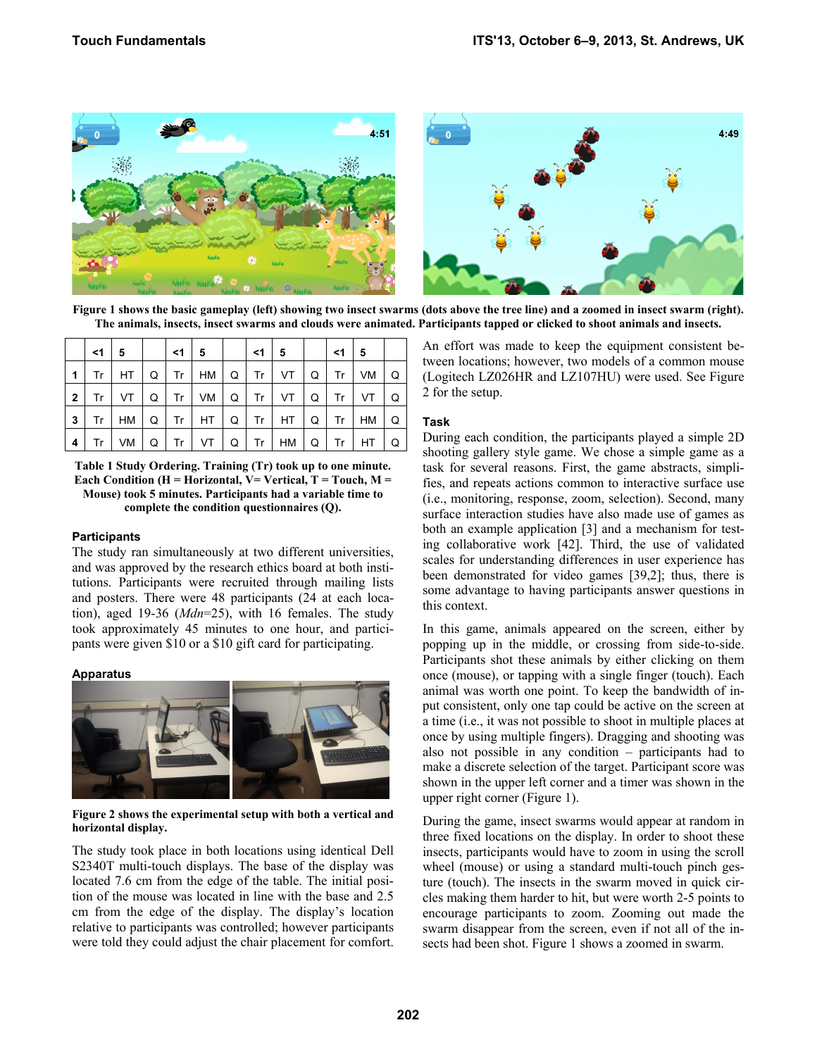Figure 1 shows the basic gameplay (left) showing two insect swarms (dots above the tree line) and a zoomed in insect swarm (right). The animals, insects, insect swarms and clouds were animated. Participants tapped or clicked to shoot animals and insects.

| | <1 | 5 | | <1 | 5 | | <1 | 5 | | <1 | 5 | |
|---|---|---|---|---|---|---|---|---|---|---|---|---|
| **1** | Tr | HT | Q | Tr | HM | Q | Tr | VT | Q | Tr | VM | Q |
| **2** | Tr | VT | Q | Tr | VM | Q | Tr | VT | Q | Tr | VT | Q |
| **3** | Tr | HM | Q | Tr | HT | Q | Tr | HT | Q | Tr | HM | Q |
| **4** | Tr | VM | Q | Tr | VT | Q | Tr | HM | Q | Tr | HT | Q |

**Table 1 Study Ordering. Training (Tr) took up to one minute. Each Condition (H = Horizontal, V= Vertical, T = Touch, M = Mouse) took 5 minutes. Participants had a variable time to complete the condition questionnaires (Q).**

### Participants

The study ran simultaneously at two different universities, and was approved by the research ethics board at both institutions. Participants were recruited through mailing lists and posters. There were 48 participants (24 at each location), aged 19-36 (*Mdn*=25), with 16 females. The study took approximately 45 minutes to one hour, and participants were given $10 or a $10 gift card for participating.

### Apparatus

**Figure 2 shows the experimental setup with both a vertical and horizontal display.**

The study took place in both locations using identical Dell S2340T multi-touch displays. The base of the display was located 7.6 cm from the edge of the table. The initial position of the mouse was located in line with the base and 2.5 cm from the edge of the display. The display's location relative to participants was controlled; however participants were told they could adjust the chair placement for comfort. An effort was made to keep the equipment consistent between locations; however, two models of a common mouse (Logitech LZ026HR and LZ107HU) were used. See Figure 2 for the setup.

### Task

During each condition, the participants played a simple 2D shooting gallery style game. We chose a simple game as a task for several reasons. First, the game abstracts, simplifies, and repeats actions common to interactive surface use (i.e., monitoring, response, zoom, selection). Second, many surface interaction studies have also made use of games as both an example application [3] and a mechanism for testing collaborative work [42]. Third, the use of validated scales for understanding differences in user experience has been demonstrated for video games [39,2]; thus, there is some advantage to having participants answer questions in this context.

In this game, animals appeared on the screen, either by popping up in the middle, or crossing from side-to-side. Participants shot these animals by either clicking on them once (mouse), or tapping with a single finger (touch). Each animal was worth one point. To keep the bandwidth of input consistent, only one tap could be active on the screen at a time (i.e., it was not possible to shoot in multiple places at once by using multiple fingers). Dragging and shooting was also not possible in any condition – participants had to make a discrete selection of the target. Participant score was shown in the upper left corner and a timer was shown in the upper right corner (Figure 1).

During the game, insect swarms would appear at random in three fixed locations on the display. In order to shoot these insects, participants would have to zoom in using the scroll wheel (mouse) or using a standard multi-touch pinch gesture (touch). The insects in the swarm moved in quick circles making them harder to hit, but were worth 2-5 points to encourage participants to zoom. Zooming out made the swarm disappear from the screen, even if not all of the insects had been shot. Figure 1 shows a zoomed in swarm.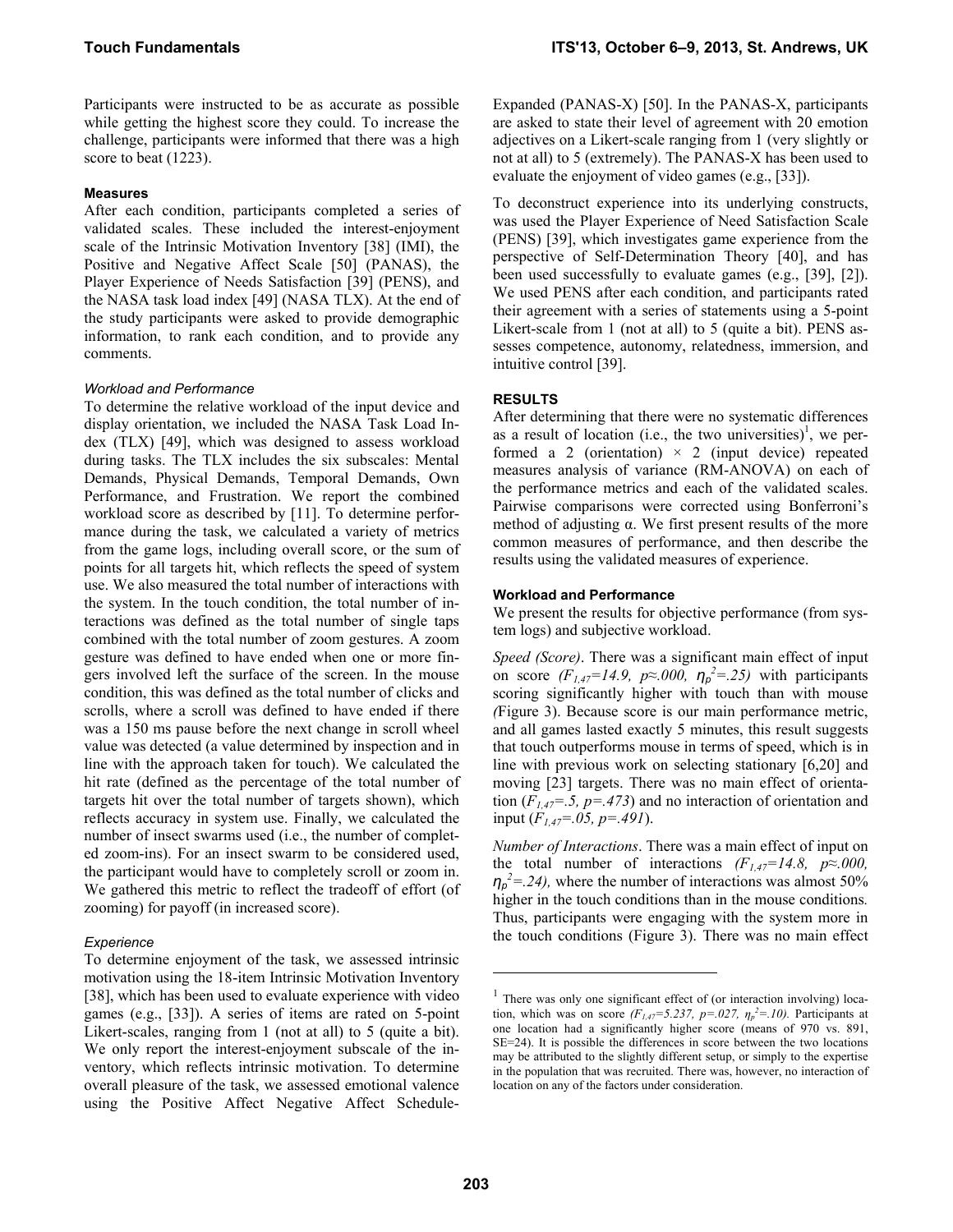Participants were instructed to be as accurate as possible while getting the highest score they could. To increase the challenge, participants were informed that there was a high score to beat (1223).

#### Measures

After each condition, participants completed a series of validated scales. These included the interest-enjoyment scale of the Intrinsic Motivation Inventory [38] (IMI), the Positive and Negative Affect Scale [50] (PANAS), the Player Experience of Needs Satisfaction [39] (PENS), and the NASA task load index [49] (NASA TLX). At the end of the study participants were asked to provide demographic information, to rank each condition, and to provide any comments.

##### *Workload and Performance*

To determine the relative workload of the input device and display orientation, we included the NASA Task Load Index (TLX) [49], which was designed to assess workload during tasks. The TLX includes the six subscales: Mental Demands, Physical Demands, Temporal Demands, Own Performance, and Frustration. We report the combined workload score as described by [11]. To determine performance during the task, we calculated a variety of metrics from the game logs, including overall score, or the sum of points for all targets hit, which reflects the speed of system use. We also measured the total number of interactions with the system. In the touch condition, the total number of interactions was defined as the total number of single taps combined with the total number of zoom gestures. A zoom gesture was defined to have ended when one or more fingers involved left the surface of the screen. In the mouse condition, this was defined as the total number of clicks and scrolls, where a scroll was defined to have ended if there was a 150 ms pause before the next change in scroll wheel value was detected (a value determined by inspection and in line with the approach taken for touch). We calculated the hit rate (defined as the percentage of the total number of targets hit over the total number of targets shown), which reflects accuracy in system use. Finally, we calculated the number of insect swarms used (i.e., the number of completed zoom-ins). For an insect swarm to be considered used, the participant would have to completely scroll or zoom in. We gathered this metric to reflect the tradeoff of effort (of zooming) for payoff (in increased score).

##### *Experience*

To determine enjoyment of the task, we assessed intrinsic motivation using the 18-item Intrinsic Motivation Inventory [38], which has been used to evaluate experience with video games (e.g., [33]). A series of items are rated on 5-point Likert-scales, ranging from 1 (not at all) to 5 (quite a bit). We only report the interest-enjoyment subscale of the inventory, which reflects intrinsic motivation. To determine overall pleasure of the task, we assessed emotional valence using the Positive Affect Negative Affect Schedule-Expanded (PANAS-X) [50]. In the PANAS-X, participants are asked to state their level of agreement with 20 emotion adjectives on a Likert-scale ranging from 1 (very slightly or not at all) to 5 (extremely). The PANAS-X has been used to evaluate the enjoyment of video games (e.g., [33]).

To deconstruct experience into its underlying constructs, was used the Player Experience of Need Satisfaction Scale (PENS) [39], which investigates game experience from the perspective of Self-Determination Theory [40], and has been used successfully to evaluate games (e.g., [39], [2]). We used PENS after each condition, and participants rated their agreement with a series of statements using a 5-point Likert-scale from 1 (not at all) to 5 (quite a bit). PENS assesses competence, autonomy, relatedness, immersion, and intuitive control [39].

### RESULTS

After determining that there were no systematic differences as a result of location (i.e., the two universities)[1], we performed a 2 (orientation) × 2 (input device) repeated measures analysis of variance (RM-ANOVA) on each of the performance metrics and each of the validated scales. Pairwise comparisons were corrected using Bonferroni's method of adjusting α. We first present results of the more common measures of performance, and then describe the results using the validated measures of experience.

#### Workload and Performance

We present the results for objective performance (from system logs) and subjective workload.

*Speed (Score)*. There was a significant main effect of input on score $(F_{1,47}=14.9,\ p\approx.000,\ \eta_p^2=.25)$ with participants scoring significantly higher with touch than with mouse (Figure 3). Because score is our main performance metric, and all games lasted exactly 5 minutes, this result suggests that touch outperforms mouse in terms of speed, which is in line with previous work on selecting stationary [6,20] and moving [23] targets. There was no main effect of orientation $(F_{1,47}=.5,\ p=.473)$ and no interaction of orientation and input $(F_{1,47}=.05,\ p=.491)$.

*Number of Interactions*. There was a main effect of input on the total number of interactions $(F_{1,47}=14.8,\ p\approx.000,\ \eta_p^2=.24)$, where the number of interactions was almost 50% higher in the touch conditions than in the mouse conditions. Thus, participants were engaging with the system more in the touch conditions (Figure 3). There was no main effect

[1] There was only one significant effect of (or interaction involving) location, which was on score $(F_{1,47}=5.237,\ p=.027,\ \eta_p^2=.10)$. Participants at one location had a significantly higher score (means of 970 vs. 891, SE=24). It is possible the differences in score between the two locations may be attributed to the slightly different setup, or simply to the expertise in the population that was recruited. There was, however, no interaction of location on any of the factors under consideration.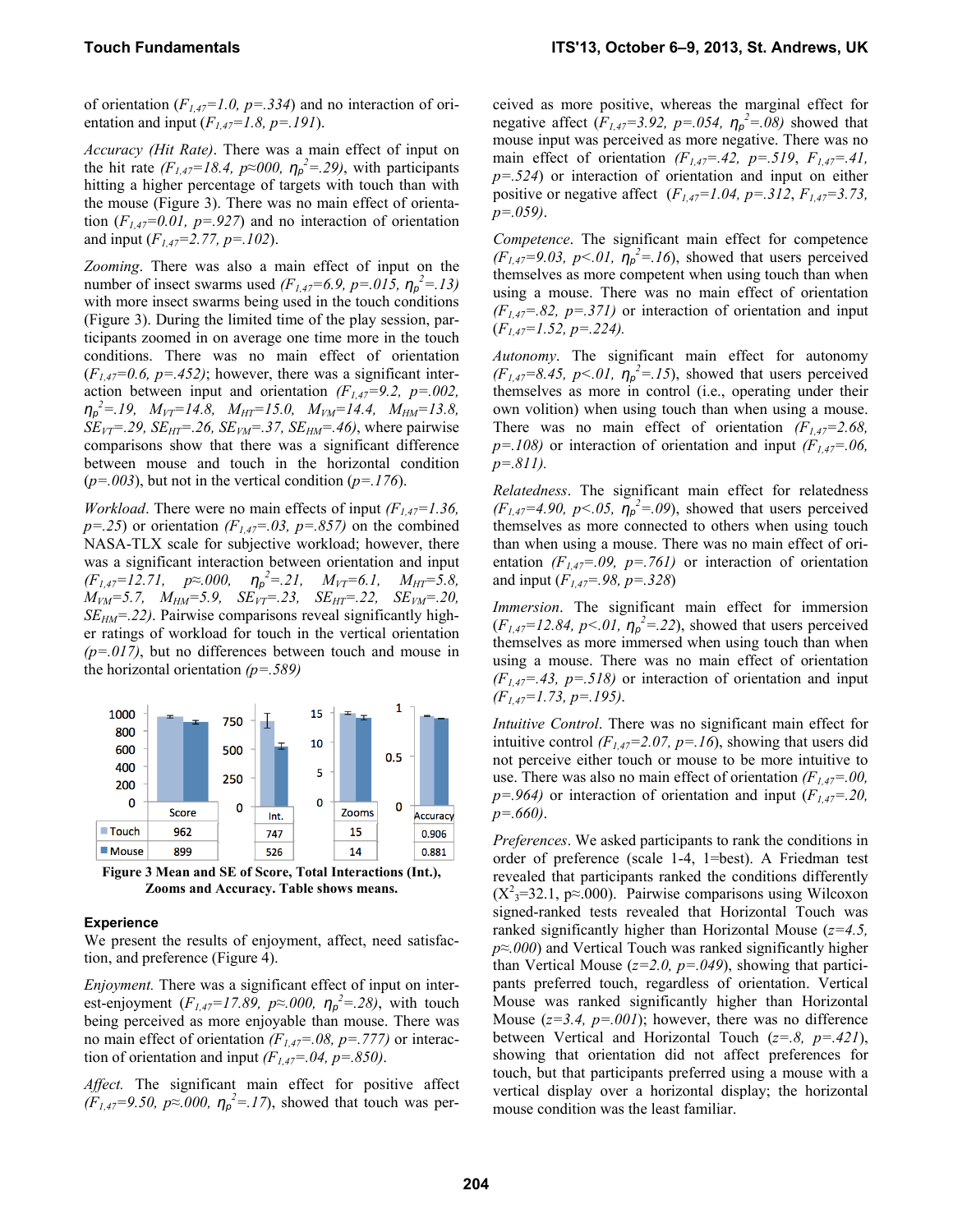of orientation ($F_{1,47}$=1.0, p=.334) and no interaction of orientation and input ($F_{1,47}$=1.8, p=.191).

*Accuracy (Hit Rate)*. There was a main effect of input on the hit rate ($F_{1,47}$=18.4, p≈000, $\eta_p^2$=.29), with participants hitting a higher percentage of targets with touch than with the mouse (Figure 3). There was no main effect of orientation ($F_{1,47}$=0.01, p=.927) and no interaction of orientation and input ($F_{1,47}$=2.77, p=.102).

*Zooming*. There was also a main effect of input on the number of insect swarms used ($F_{1,47}$=6.9, p=.015, $\eta_p^2$=.13) with more insect swarms being used in the touch conditions (Figure 3). During the limited time of the play session, participants zoomed in on average one time more in the touch conditions. There was no main effect of orientation ($F_{1,47}$=0.6, p=.452); however, there was a significant interaction between input and orientation ($F_{1,47}$=9.2, p=.002, $\eta_p^2$=.19, $M_{VT}$=14.8, $M_{HT}$=15.0, $M_{VM}$=14.4, $M_{HM}$=13.8, $SE_{VT}$=.29, $SE_{HT}$=.26, $SE_{VM}$=.37, $SE_{HM}$=.46), where pairwise comparisons show that there was a significant difference between mouse and touch in the horizontal condition (p=.003), but not in the vertical condition (p=.176).

*Workload*. There were no main effects of input ($F_{1,47}$=1.36, p=.25) or orientation ($F_{1,47}$=.03, p=.857) on the combined NASA-TLX scale for subjective workload; however, there was a significant interaction between orientation and input ($F_{1,47}$=12.71, p≈.000, $\eta_p^2$=.21, $M_{VT}$=6.1, $M_{HT}$=5.8, $M_{VM}$=5.7, $M_{HM}$=5.9, $SE_{VT}$=.23, $SE_{HT}$=.22, $SE_{VM}$=.20, $SE_{HM}$=.22). Pairwise comparisons reveal significantly higher ratings of workload for touch in the vertical orientation (p=.017), but no differences between touch and mouse in the horizontal orientation (p=.589)

|  | Score | Int. | Zooms | Accuracy |
|---|---|---|---|---|
| Touch | 962 | 747 | 15 | 0.906 |
| Mouse | 899 | 526 | 14 | 0.881 |

**Figure 3 Mean and SE of Score, Total Interactions (Int.), Zooms and Accuracy. Table shows means.**

### Experience

We present the results of enjoyment, affect, need satisfaction, and preference (Figure 4).

*Enjoyment.* There was a significant effect of input on interest-enjoyment ($F_{1,47}$=17.89, p≈.000, $\eta_p^2$=.28), with touch being perceived as more enjoyable than mouse. There was no main effect of orientation ($F_{1,47}$=.08, p=.777) or interaction of orientation and input ($F_{1,47}$=.04, p=.850).

*Affect.* The significant main effect for positive affect ($F_{1,47}$=9.50, p≈.000, $\eta_p^2$=.17), showed that touch was perceived as more positive, whereas the marginal effect for negative affect ($F_{1,47}$=3.92, p=.054, $\eta_p^2$=.08) showed that mouse input was perceived as more negative. There was no main effect of orientation ($F_{1,47}$=.42, p=.519, $F_{1,47}$=.41, p=.524) or interaction of orientation and input on either positive or negative affect ($F_{1,47}$=1.04, p=.312, $F_{1,47}$=3.73, p=.059).

*Competence*. The significant main effect for competence ($F_{1,47}$=9.03, p<.01, $\eta_p^2$=.16), showed that users perceived themselves as more competent when using touch than when using a mouse. There was no main effect of orientation ($F_{1,47}$=.82, p=.371) or interaction of orientation and input ($F_{1,47}$=1.52, p=.224).

*Autonomy*. The significant main effect for autonomy ($F_{1,47}$=8.45, p<.01, $\eta_p^2$=.15), showed that users perceived themselves as more in control (i.e., operating under their own volition) when using touch than when using a mouse. There was no main effect of orientation ($F_{1,47}$=2.68, p=.108) or interaction of orientation and input ($F_{1,47}$=.06, p=.811).

*Relatedness*. The significant main effect for relatedness ($F_{1,47}$=4.90, p<.05, $\eta_p^2$=.09), showed that users perceived themselves as more connected to others when using touch than when using a mouse. There was no main effect of orientation ($F_{1,47}$=.09, p=.761) or interaction of orientation and input ($F_{1,47}$=.98, p=.328)

*Immersion*. The significant main effect for immersion ($F_{1,47}$=12.84, p<.01, $\eta_p^2$=.22), showed that users perceived themselves as more immersed when using touch than when using a mouse. There was no main effect of orientation ($F_{1,47}$=.43, p=.518) or interaction of orientation and input ($F_{1,47}$=1.73, p=.195).

*Intuitive Control*. There was no significant main effect for intuitive control ($F_{1,47}$=2.07, p=.16), showing that users did not perceive either touch or mouse to be more intuitive to use. There was also no main effect of orientation ($F_{1,47}$=.00, p=.964) or interaction of orientation and input ($F_{1,47}$=.20, p=.660).

*Preferences*. We asked participants to rank the conditions in order of preference (scale 1-4, 1=best). A Friedman test revealed that participants ranked the conditions differently ($X^2_3$=32.1, p≈.000). Pairwise comparisons using Wilcoxon signed-ranked tests revealed that Horizontal Touch was ranked significantly higher than Horizontal Mouse (z=4.5, p≈.000) and Vertical Touch was ranked significantly higher than Vertical Mouse (z=2.0, p=.049), showing that participants preferred touch, regardless of orientation. Vertical Mouse was ranked significantly higher than Horizontal Mouse (z=3.4, p=.001); however, there was no difference between Vertical and Horizontal Touch (z=.8, p=.421), showing that orientation did not affect preferences for touch, but that participants preferred using a mouse with a vertical display over a horizontal display; the horizontal mouse condition was the least familiar.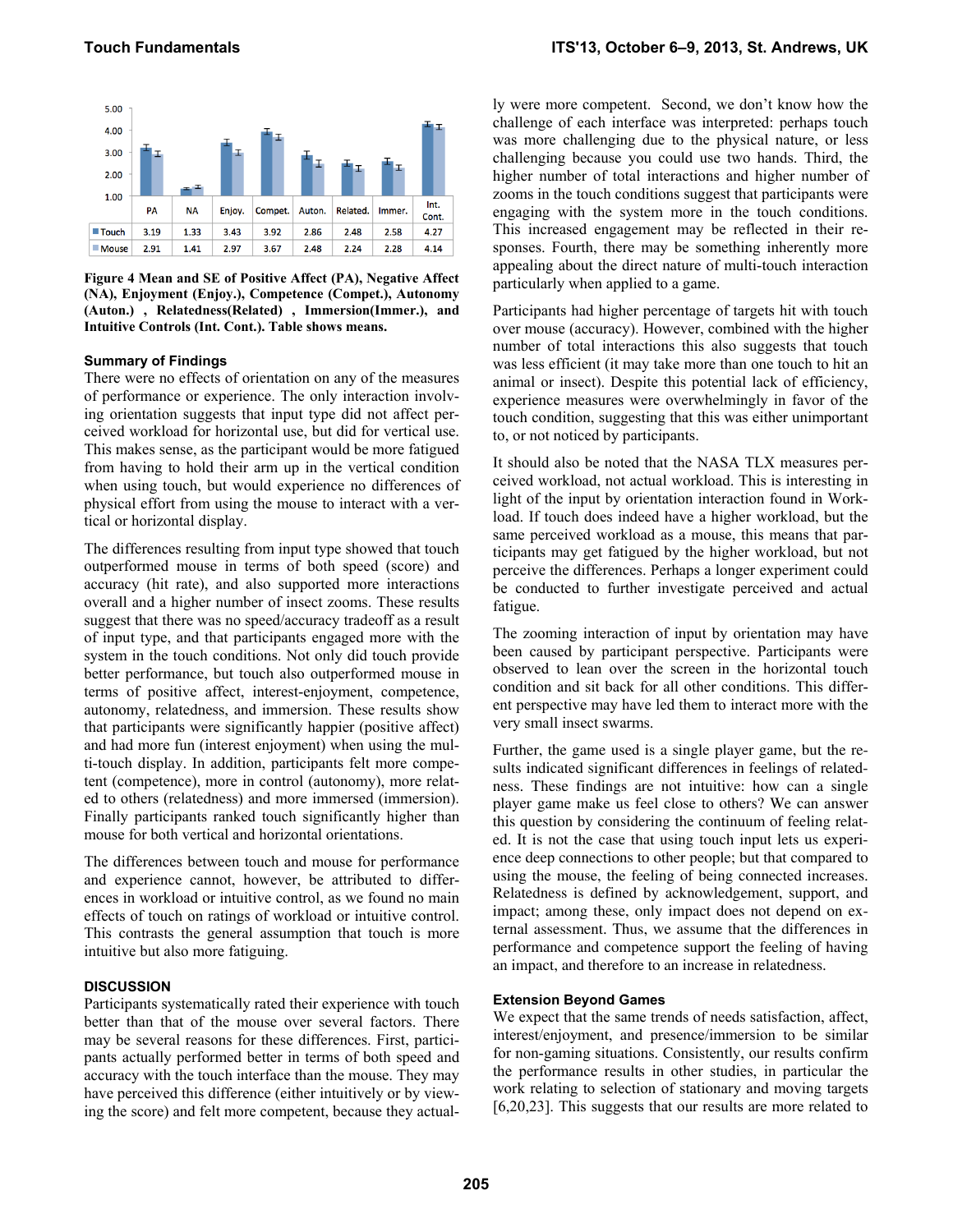| | PA | NA | Enjoy. | Compet. | Auton. | Related. | Immer. | Int. Cont. |
|---|---|---|---|---|---|---|---|---|
| Touch | 3.19 | 1.33 | 3.43 | 3.92 | 2.86 | 2.48 | 2.58 | 4.27 |
| Mouse | 2.91 | 1.41 | 2.97 | 3.67 | 2.48 | 2.24 | 2.28 | 4.14 |

**Figure 4 Mean and SE of Positive Affect (PA), Negative Affect (NA), Enjoyment (Enjoy.), Competence (Compet.), Autonomy (Auton.) , Relatedness(Related) , Immersion(Immer.), and Intuitive Controls (Int. Cont.). Table shows means.**

### Summary of Findings

There were no effects of orientation on any of the measures of performance or experience. The only interaction involving orientation suggests that input type did not affect perceived workload for horizontal use, but did for vertical use. This makes sense, as the participant would be more fatigued from having to hold their arm up in the vertical condition when using touch, but would experience no differences of physical effort from using the mouse to interact with a vertical or horizontal display.

The differences resulting from input type showed that touch outperformed mouse in terms of both speed (score) and accuracy (hit rate), and also supported more interactions overall and a higher number of insect zooms. These results suggest that there was no speed/accuracy tradeoff as a result of input type, and that participants engaged more with the system in the touch conditions. Not only did touch provide better performance, but touch also outperformed mouse in terms of positive affect, interest-enjoyment, competence, autonomy, relatedness, and immersion. These results show that participants were significantly happier (positive affect) and had more fun (interest enjoyment) when using the multi-touch display. In addition, participants felt more competent (competence), more in control (autonomy), more related to others (relatedness) and more immersed (immersion). Finally participants ranked touch significantly higher than mouse for both vertical and horizontal orientations.

The differences between touch and mouse for performance and experience cannot, however, be attributed to differences in workload or intuitive control, as we found no main effects of touch on ratings of workload or intuitive control. This contrasts the general assumption that touch is more intuitive but also more fatiguing.

## DISCUSSION

Participants systematically rated their experience with touch better than that of the mouse over several factors. There may be several reasons for these differences. First, participants actually performed better in terms of both speed and accuracy with the touch interface than the mouse. They may have perceived this difference (either intuitively or by viewing the score) and felt more competent, because they actually were more competent. Second, we don't know how the challenge of each interface was interpreted: perhaps touch was more challenging due to the physical nature, or less challenging because you could use two hands. Third, the higher number of total interactions and higher number of zooms in the touch conditions suggest that participants were engaging with the system more in the touch conditions. This increased engagement may be reflected in their responses. Fourth, there may be something inherently more appealing about the direct nature of multi-touch interaction particularly when applied to a game.

Participants had higher percentage of targets hit with touch over mouse (accuracy). However, combined with the higher number of total interactions this also suggests that touch was less efficient (it may take more than one touch to hit an animal or insect). Despite this potential lack of efficiency, experience measures were overwhelmingly in favor of the touch condition, suggesting that this was either unimportant to, or not noticed by participants.

It should also be noted that the NASA TLX measures perceived workload, not actual workload. This is interesting in light of the input by orientation interaction found in Workload. If touch does indeed have a higher workload, but the same perceived workload as a mouse, this means that participants may get fatigued by the higher workload, but not perceive the differences. Perhaps a longer experiment could be conducted to further investigate perceived and actual fatigue.

The zooming interaction of input by orientation may have been caused by participant perspective. Participants were observed to lean over the screen in the horizontal touch condition and sit back for all other conditions. This different perspective may have led them to interact more with the very small insect swarms.

Further, the game used is a single player game, but the results indicated significant differences in feelings of relatedness. These findings are not intuitive: how can a single player game make us feel close to others? We can answer this question by considering the continuum of feeling related. It is not the case that using touch input lets us experience deep connections to other people; but that compared to using the mouse, the feeling of being connected increases. Relatedness is defined by acknowledgement, support, and impact; among these, only impact does not depend on external assessment. Thus, we assume that the differences in performance and competence support the feeling of having an impact, and therefore to an increase in relatedness.

### Extension Beyond Games

We expect that the same trends of needs satisfaction, affect, interest/enjoyment, and presence/immersion to be similar for non-gaming situations. Consistently, our results confirm the performance results in other studies, in particular the work relating to selection of stationary and moving targets [6,20,23]. This suggests that our results are more related to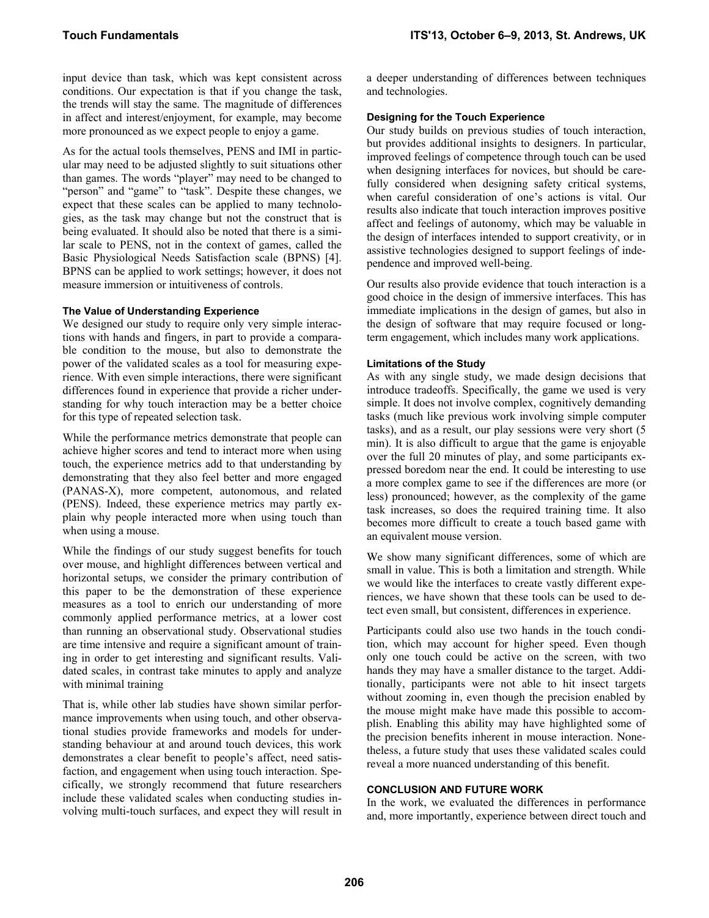input device than task, which was kept consistent across conditions. Our expectation is that if you change the task, the trends will stay the same. The magnitude of differences in affect and interest/enjoyment, for example, may become more pronounced as we expect people to enjoy a game.

As for the actual tools themselves, PENS and IMI in particular may need to be adjusted slightly to suit situations other than games. The words "player" may need to be changed to "person" and "game" to "task". Despite these changes, we expect that these scales can be applied to many technologies, as the task may change but not the construct that is being evaluated. It should also be noted that there is a similar scale to PENS, not in the context of games, called the Basic Physiological Needs Satisfaction scale (BPNS) [4]. BPNS can be applied to work settings; however, it does not measure immersion or intuitiveness of controls.

### The Value of Understanding Experience

We designed our study to require only very simple interactions with hands and fingers, in part to provide a comparable condition to the mouse, but also to demonstrate the power of the validated scales as a tool for measuring experience. With even simple interactions, there were significant differences found in experience that provide a richer understanding for why touch interaction may be a better choice for this type of repeated selection task.

While the performance metrics demonstrate that people can achieve higher scores and tend to interact more when using touch, the experience metrics add to that understanding by demonstrating that they also feel better and more engaged (PANAS-X), more competent, autonomous, and related (PENS). Indeed, these experience metrics may partly explain why people interacted more when using touch than when using a mouse.

While the findings of our study suggest benefits for touch over mouse, and highlight differences between vertical and horizontal setups, we consider the primary contribution of this paper to be the demonstration of these experience measures as a tool to enrich our understanding of more commonly applied performance metrics, at a lower cost than running an observational study. Observational studies are time intensive and require a significant amount of training in order to get interesting and significant results. Validated scales, in contrast take minutes to apply and analyze with minimal training

That is, while other lab studies have shown similar performance improvements when using touch, and other observational studies provide frameworks and models for understanding behaviour at and around touch devices, this work demonstrates a clear benefit to people's affect, need satisfaction, and engagement when using touch interaction. Specifically, we strongly recommend that future researchers include these validated scales when conducting studies involving multi-touch surfaces, and expect they will result in a deeper understanding of differences between techniques and technologies.

### Designing for the Touch Experience

Our study builds on previous studies of touch interaction, but provides additional insights to designers. In particular, improved feelings of competence through touch can be used when designing interfaces for novices, but should be carefully considered when designing safety critical systems, when careful consideration of one's actions is vital. Our results also indicate that touch interaction improves positive affect and feelings of autonomy, which may be valuable in the design of interfaces intended to support creativity, or in assistive technologies designed to support feelings of independence and improved well-being.

Our results also provide evidence that touch interaction is a good choice in the design of immersive interfaces. This has immediate implications in the design of games, but also in the design of software that may require focused or long-term engagement, which includes many work applications.

### Limitations of the Study

As with any single study, we made design decisions that introduce tradeoffs. Specifically, the game we used is very simple. It does not involve complex, cognitively demanding tasks (much like previous work involving simple computer tasks), and as a result, our play sessions were very short (5 min). It is also difficult to argue that the game is enjoyable over the full 20 minutes of play, and some participants expressed boredom near the end. It could be interesting to use a more complex game to see if the differences are more (or less) pronounced; however, as the complexity of the game task increases, so does the required training time. It also becomes more difficult to create a touch based game with an equivalent mouse version.

We show many significant differences, some of which are small in value. This is both a limitation and strength. While we would like the interfaces to create vastly different experiences, we have shown that these tools can be used to detect even small, but consistent, differences in experience.

Participants could also use two hands in the touch condition, which may account for higher speed. Even though only one touch could be active on the screen, with two hands they may have a smaller distance to the target. Additionally, participants were not able to hit insect targets without zooming in, even though the precision enabled by the mouse might make have made this possible to accomplish. Enabling this ability may have highlighted some of the precision benefits inherent in mouse interaction. Nonetheless, a future study that uses these validated scales could reveal a more nuanced understanding of this benefit.

## CONCLUSION AND FUTURE WORK

In the work, we evaluated the differences in performance and, more importantly, experience between direct touch and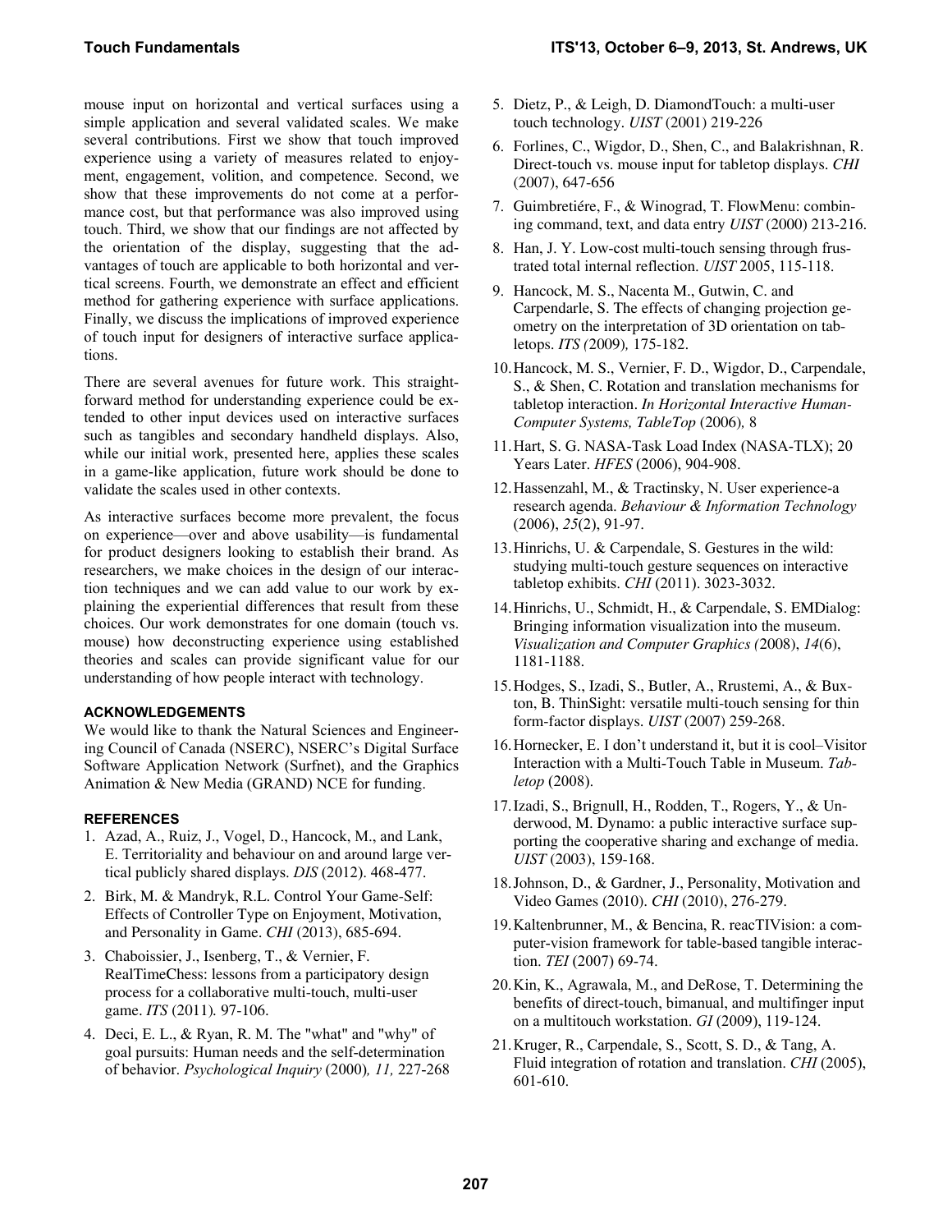mouse input on horizontal and vertical surfaces using a simple application and several validated scales. We make several contributions. First we show that touch improved experience using a variety of measures related to enjoyment, engagement, volition, and competence. Second, we show that these improvements do not come at a performance cost, but that performance was also improved using touch. Third, we show that our findings are not affected by the orientation of the display, suggesting that the advantages of touch are applicable to both horizontal and vertical screens. Fourth, we demonstrate an effect and efficient method for gathering experience with surface applications. Finally, we discuss the implications of improved experience of touch input for designers of interactive surface applications.

There are several avenues for future work. This straightforward method for understanding experience could be extended to other input devices used on interactive surfaces such as tangibles and secondary handheld displays. Also, while our initial work, presented here, applies these scales in a game-like application, future work should be done to validate the scales used in other contexts.

As interactive surfaces become more prevalent, the focus on experience—over and above usability—is fundamental for product designers looking to establish their brand. As researchers, we make choices in the design of our interaction techniques and we can add value to our work by explaining the experiential differences that result from these choices. Our work demonstrates for one domain (touch vs. mouse) how deconstructing experience using established theories and scales can provide significant value for our understanding of how people interact with technology.

## ACKNOWLEDGEMENTS

We would like to thank the Natural Sciences and Engineering Council of Canada (NSERC), NSERC's Digital Surface Software Application Network (Surfnet), and the Graphics Animation & New Media (GRAND) NCE for funding.

## REFERENCES

1. Azad, A., Ruiz, J., Vogel, D., Hancock, M., and Lank, E. Territoriality and behaviour on and around large vertical publicly shared displays. *DIS* (2012). 468-477.
2. Birk, M. & Mandryk, R.L. Control Your Game-Self: Effects of Controller Type on Enjoyment, Motivation, and Personality in Game. *CHI* (2013), 685-694.
3. Chaboissier, J., Isenberg, T., & Vernier, F. RealTimeChess: lessons from a participatory design process for a collaborative multi-touch, multi-user game. *ITS* (2011). 97-106.
4. Deci, E. L., & Ryan, R. M. The "what" and "why" of goal pursuits: Human needs and the self-determination of behavior. *Psychological Inquiry* (2000)*, 11,* 227-268
5. Dietz, P., & Leigh, D. DiamondTouch: a multi-user touch technology. *UIST* (2001) 219-226
6. Forlines, C., Wigdor, D., Shen, C., and Balakrishnan, R. Direct-touch vs. mouse input for tabletop displays. *CHI* (2007), 647-656
7. Guimbretiére, F., & Winograd, T. FlowMenu: combining command, text, and data entry *UIST* (2000) 213-216.
8. Han, J. Y. Low-cost multi-touch sensing through frustrated total internal reflection. *UIST* 2005, 115-118.
9. Hancock, M. S., Nacenta M., Gutwin, C. and Carpendarle, S. The effects of changing projection geometry on the interpretation of 3D orientation on tabletops. *ITS (*2009)*,* 175-182.
10. Hancock, M. S., Vernier, F. D., Wigdor, D., Carpendale, S., & Shen, C. Rotation and translation mechanisms for tabletop interaction. *In Horizontal Interactive Human-Computer Systems, TableTop* (2006)*,* 8
11. Hart, S. G. NASA-Task Load Index (NASA-TLX); 20 Years Later. *HFES* (2006), 904-908.
12. Hassenzahl, M., & Tractinsky, N. User experience-a research agenda. *Behaviour & Information Technology* (2006), *25*(2), 91-97.
13. Hinrichs, U. & Carpendale, S. Gestures in the wild: studying multi-touch gesture sequences on interactive tabletop exhibits. *CHI* (2011). 3023-3032.
14. Hinrichs, U., Schmidt, H., & Carpendale, S. EMDialog: Bringing information visualization into the museum. *Visualization and Computer Graphics (*2008), *14*(6), 1181-1188.
15. Hodges, S., Izadi, S., Butler, A., Rrustemi, A., & Buxton, B. ThinSight: versatile multi-touch sensing for thin form-factor displays. *UIST* (2007) 259-268.
16. Hornecker, E. I don't understand it, but it is cool–Visitor Interaction with a Multi-Touch Table in Museum. *Tabletop* (2008).
17. Izadi, S., Brignull, H., Rodden, T., Rogers, Y., & Underwood, M. Dynamo: a public interactive surface supporting the cooperative sharing and exchange of media. *UIST* (2003), 159-168.
18. Johnson, D., & Gardner, J., Personality, Motivation and Video Games (2010). *CHI* (2010), 276-279.
19. Kaltenbrunner, M., & Bencina, R. reacTIVision: a computer-vision framework for table-based tangible interaction. *TEI* (2007) 69-74.
20. Kin, K., Agrawala, M., and DeRose, T. Determining the benefits of direct-touch, bimanual, and multifinger input on a multitouch workstation. *GI* (2009), 119-124.
21. Kruger, R., Carpendale, S., Scott, S. D., & Tang, A. Fluid integration of rotation and translation. *CHI* (2005), 601-610.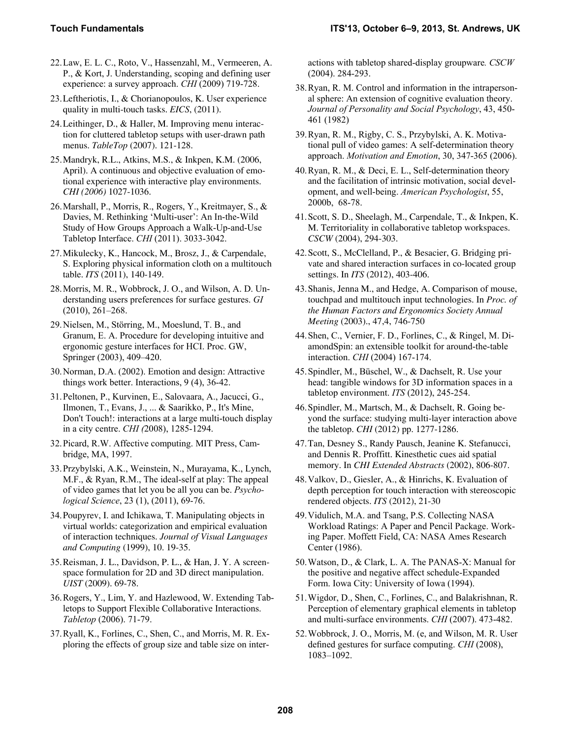22. Law, E. L. C., Roto, V., Hassenzahl, M., Vermeeren, A. P., & Kort, J. Understanding, scoping and defining user experience: a survey approach. *CHI* (2009) 719-728.

23. Leftheriotis, I., & Chorianopoulos, K. User experience quality in multi-touch tasks. *EICS*, (2011).

24. Leithinger, D., & Haller, M. Improving menu interaction for cluttered tabletop setups with user-drawn path menus. *TableTop* (2007). 121-128.

25. Mandryk, R.L., Atkins, M.S., & Inkpen, K.M. (2006, April). A continuous and objective evaluation of emotional experience with interactive play environments. *CHI (2006)* 1027-1036.

26. Marshall, P., Morris, R., Rogers, Y., Kreitmayer, S., & Davies, M. Rethinking 'Multi-user': An In-the-Wild Study of How Groups Approach a Walk-Up-and-Use Tabletop Interface. *CHI* (2011). 3033-3042.

27. Mikulecky, K., Hancock, M., Brosz, J., & Carpendale, S. Exploring physical information cloth on a multitouch table. *ITS* (2011), 140-149.

28. Morris, M. R., Wobbrock, J. O., and Wilson, A. D. Understanding users preferences for surface gestures. *GI* (2010), 261–268.

29. Nielsen, M., Störring, M., Moeslund, T. B., and Granum, E. A. Procedure for developing intuitive and ergonomic gesture interfaces for HCI. Proc. GW, Springer (2003), 409–420.

30. Norman, D.A. (2002). Emotion and design: Attractive things work better. Interactions, 9 (4), 36-42.

31. Peltonen, P., Kurvinen, E., Salovaara, A., Jacucci, G., Ilmonen, T., Evans, J., ... & Saarikko, P., It's Mine, Don't Touch!: interactions at a large multi-touch display in a city centre. *CHI (*2008), 1285-1294.

32. Picard, R.W. Affective computing. MIT Press, Cambridge, MA, 1997.

33. Przybylski, A.K., Weinstein, N., Murayama, K., Lynch, M.F., & Ryan, R.M., The ideal-self at play: The appeal of video games that let you be all you can be. *Psychological Science*, 23 (1), (2011), 69-76.

34. Poupyrev, I. and Ichikawa, T. Manipulating objects in virtual worlds: categorization and empirical evaluation of interaction techniques. *Journal of Visual Languages and Computing* (1999), 10. 19-35.

35. Reisman, J. L., Davidson, P. L., & Han, J. Y. A screen-space formulation for 2D and 3D direct manipulation. *UIST* (2009). 69-78.

36. Rogers, Y., Lim, Y. and Hazlewood, W. Extending Tabletops to Support Flexible Collaborative Interactions. *Tabletop* (2006). 71-79.

37. Ryall, K., Forlines, C., Shen, C., and Morris, M. R. Exploring the effects of group size and table size on interactions with tabletop shared-display groupware*. CSCW* (2004). 284-293.

38. Ryan, R. M. Control and information in the intrapersonal sphere: An extension of cognitive evaluation theory. *Journal of Personality and Social Psychology*, 43, 450-461 (1982)

39. Ryan, R. M., Rigby, C. S., Przybylski, A. K. Motivational pull of video games: A self-determination theory approach. *Motivation and Emotion*, 30, 347-365 (2006).

40. Ryan, R. M., & Deci, E. L., Self-determination theory and the facilitation of intrinsic motivation, social development, and well-being. *American Psychologist*, 55, 2000b, 68-78.

41. Scott, S. D., Sheelagh, M., Carpendale, T., & Inkpen, K. M. Territoriality in collaborative tabletop workspaces. *CSCW* (2004), 294-303.

42. Scott, S., McClelland, P., & Besacier, G. Bridging private and shared interaction surfaces in co-located group settings. In *ITS* (2012), 403-406.

43. Shanis, Jenna M., and Hedge, A. Comparison of mouse, touchpad and multitouch input technologies. In *Proc. of the Human Factors and Ergonomics Society Annual Meeting* (2003)., 47,4, 746-750

44. Shen, C., Vernier, F. D., Forlines, C., & Ringel, M. DiamondSpin: an extensible toolkit for around-the-table interaction. *CHI* (2004) 167-174.

45. Spindler, M., Büschel, W., & Dachselt, R. Use your head: tangible windows for 3D information spaces in a tabletop environment. *ITS* (2012), 245-254.

46. Spindler, M., Martsch, M., & Dachselt, R. Going beyond the surface: studying multi-layer interaction above the tabletop. *CHI* (2012) pp. 1277-1286.

47. Tan, Desney S., Randy Pausch, Jeanine K. Stefanucci, and Dennis R. Proffitt. Kinesthetic cues aid spatial memory. In *CHI Extended Abstracts* (2002), 806-807.

48. Valkov, D., Giesler, A., & Hinrichs, K. Evaluation of depth perception for touch interaction with stereoscopic rendered objects. *ITS* (2012), 21-30

49. Vidulich, M.A. and Tsang, P.S. Collecting NASA Workload Ratings: A Paper and Pencil Package. Working Paper. Moffett Field, CA: NASA Ames Research Center (1986).

50. Watson, D., & Clark, L. A. The PANAS-X: Manual for the positive and negative affect schedule-Expanded Form. Iowa City: University of Iowa (1994).

51. Wigdor, D., Shen, C., Forlines, C., and Balakrishnan, R. Perception of elementary graphical elements in tabletop and multi-surface environments. *CHI* (2007). 473-482.

52. Wobbrock, J. O., Morris, M. (e, and Wilson, M. R. User defined gestures for surface computing. *CHI* (2008), 1083–1092.